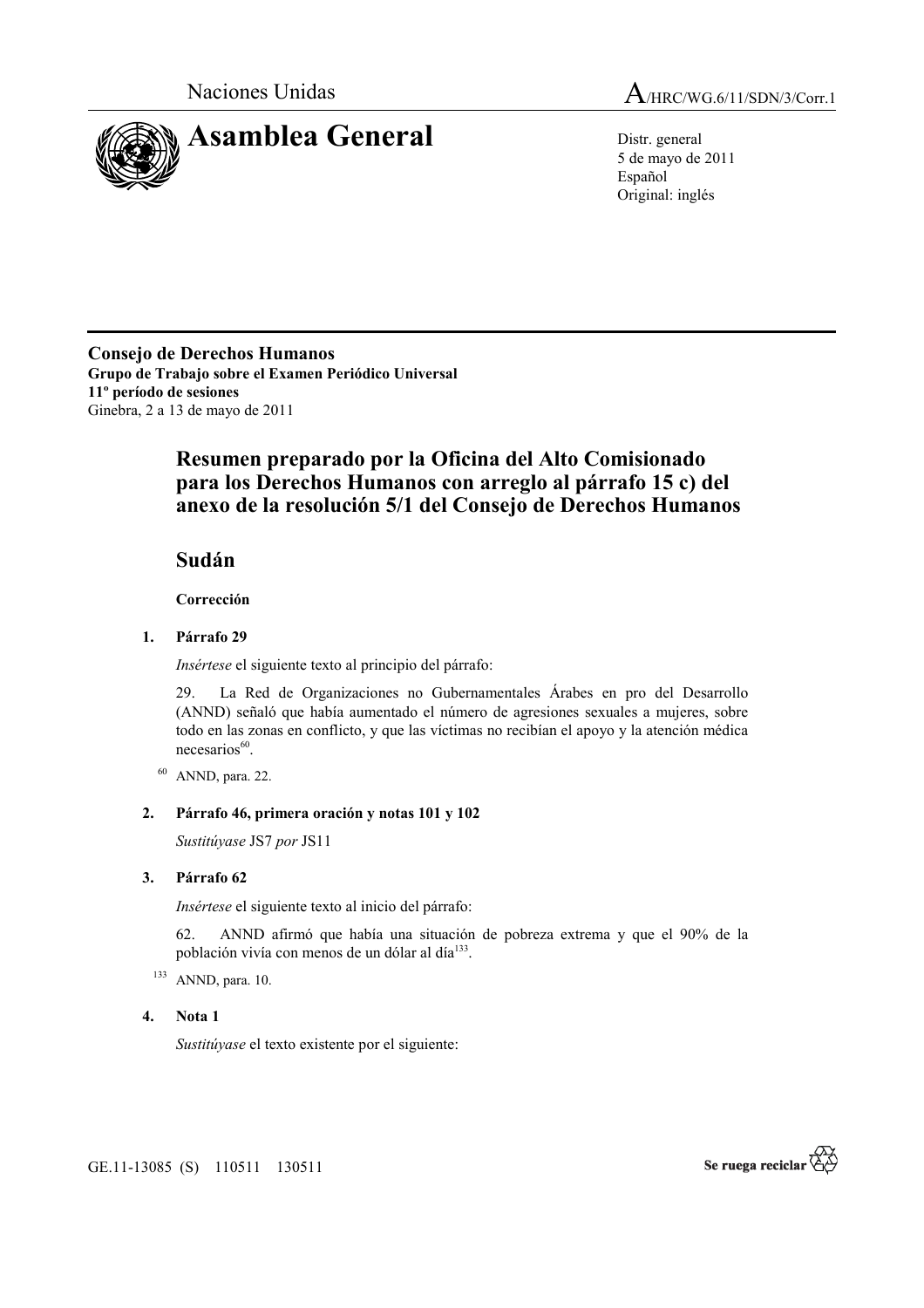Naciones Unidas

A/HRC/WG.6/11/SDN/3/Corr.1

# Asamblea General

Distr. general
5 de mayo de 2011
Español
Original: inglés

**Consejo de Derechos Humanos**
**Grupo de Trabajo sobre el Examen Periódico Universal**
**11º período de sesiones**
Ginebra, 2 a 13 de mayo de 2011

## Resumen preparado por la Oficina del Alto Comisionado para los Derechos Humanos con arreglo al párrafo 15 c) del anexo de la resolución 5/1 del Consejo de Derechos Humanos

## Sudán

**Corrección**

1. **Párrafo 29**

   *Insértese* el siguiente texto al principio del párrafo:

   29. La Red de Organizaciones no Gubernamentales Árabes en pro del Desarrollo (ANND) señaló que había aumentado el número de agresiones sexuales a mujeres, sobre todo en las zonas en conflicto, y que las víctimas no recibían el apoyo y la atención médica necesarios[60].

   [60] ANND, para. 22.

2. **Párrafo 46, primera oración y notas 101 y 102**

   *Sustitúyase* JS7 *por* JS11

3. **Párrafo 62**

   *Insértese* el siguiente texto al inicio del párrafo:

   62. ANND afirmó que había una situación de pobreza extrema y que el 90% de la población vivía con menos de un dólar al día[133].

   [133] ANND, para. 10.

4. **Nota 1**

   *Sustitúyase* el texto existente por el siguiente: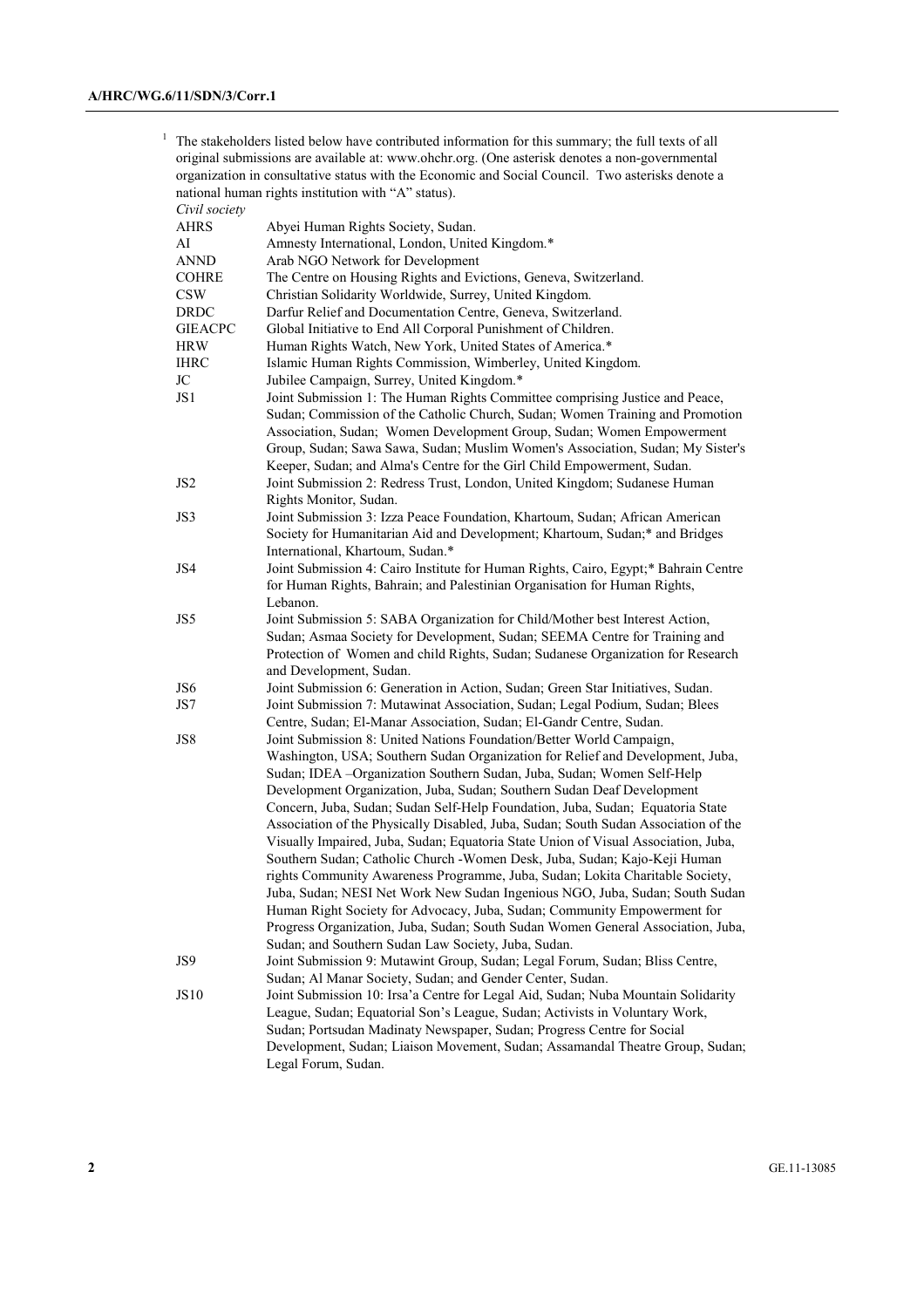[1] The stakeholders listed below have contributed information for this summary; the full texts of all original submissions are available at: www.ohchr.org. (One asterisk denotes a non-governmental organization in consultative status with the Economic and Social Council. Two asterisks denote a national human rights institution with "A" status).

*Civil society*

| | |
|---|---|
| AHRS | Abyei Human Rights Society, Sudan. |
| AI | Amnesty International, London, United Kingdom.* |
| ANND | Arab NGO Network for Development |
| COHRE | The Centre on Housing Rights and Evictions, Geneva, Switzerland. |
| CSW | Christian Solidarity Worldwide, Surrey, United Kingdom. |
| DRDC | Darfur Relief and Documentation Centre, Geneva, Switzerland. |
| GIEACPC | Global Initiative to End All Corporal Punishment of Children. |
| HRW | Human Rights Watch, New York, United States of America.* |
| IHRC | Islamic Human Rights Commission, Wimberley, United Kingdom. |
| JC | Jubilee Campaign, Surrey, United Kingdom.* |
| JS1 | Joint Submission 1: The Human Rights Committee comprising Justice and Peace, Sudan; Commission of the Catholic Church, Sudan; Women Training and Promotion Association, Sudan; Women Development Group, Sudan; Women Empowerment Group, Sudan; Sawa Sawa, Sudan; Muslim Women's Association, Sudan; My Sister's Keeper, Sudan; and Alma's Centre for the Girl Child Empowerment, Sudan. |
| JS2 | Joint Submission 2: Redress Trust, London, United Kingdom; Sudanese Human Rights Monitor, Sudan. |
| JS3 | Joint Submission 3: Izza Peace Foundation, Khartoum, Sudan; African American Society for Humanitarian Aid and Development; Khartoum, Sudan;* and Bridges International, Khartoum, Sudan.* |
| JS4 | Joint Submission 4: Cairo Institute for Human Rights, Cairo, Egypt;* Bahrain Centre for Human Rights, Bahrain; and Palestinian Organisation for Human Rights, Lebanon. |
| JS5 | Joint Submission 5: SABA Organization for Child/Mother best Interest Action, Sudan; Asmaa Society for Development, Sudan; SEEMA Centre for Training and Protection of Women and child Rights, Sudan; Sudanese Organization for Research and Development, Sudan. |
| JS6 | Joint Submission 6: Generation in Action, Sudan; Green Star Initiatives, Sudan. |
| JS7 | Joint Submission 7: Mutawinat Association, Sudan; Legal Podium, Sudan; Blees Centre, Sudan; El-Manar Association, Sudan; El-Gandr Centre, Sudan. |
| JS8 | Joint Submission 8: United Nations Foundation/Better World Campaign, Washington, USA; Southern Sudan Organization for Relief and Development, Juba, Sudan; IDEA –Organization Southern Sudan, Juba, Sudan; Women Self-Help Development Organization, Juba, Sudan; Southern Sudan Deaf Development Concern, Juba, Sudan; Sudan Self-Help Foundation, Juba, Sudan; Equatoria State Association of the Physically Disabled, Juba, Sudan; South Sudan Association of the Visually Impaired, Juba, Sudan; Equatoria State Union of Visual Association, Juba, Southern Sudan; Catholic Church -Women Desk, Juba, Sudan; Kajo-Keji Human rights Community Awareness Programme, Juba, Sudan; Lokita Charitable Society, Juba, Sudan; NESI Net Work New Sudan Ingenious NGO, Juba, Sudan; South Sudan Human Right Society for Advocacy, Juba, Sudan; Community Empowerment for Progress Organization, Juba, Sudan; South Sudan Women General Association, Juba, Sudan; and Southern Sudan Law Society, Juba, Sudan. |
| JS9 | Joint Submission 9: Mutawint Group, Sudan; Legal Forum, Sudan; Bliss Centre, Sudan; Al Manar Society, Sudan; and Gender Center, Sudan. |
| JS10 | Joint Submission 10: Irsa'a Centre for Legal Aid, Sudan; Nuba Mountain Solidarity League, Sudan; Equatorial Son's League, Sudan; Activists in Voluntary Work, Sudan; Portsudan Madinaty Newspaper, Sudan; Progress Centre for Social Development, Sudan; Liaison Movement, Sudan; Assamandal Theatre Group, Sudan; Legal Forum, Sudan. |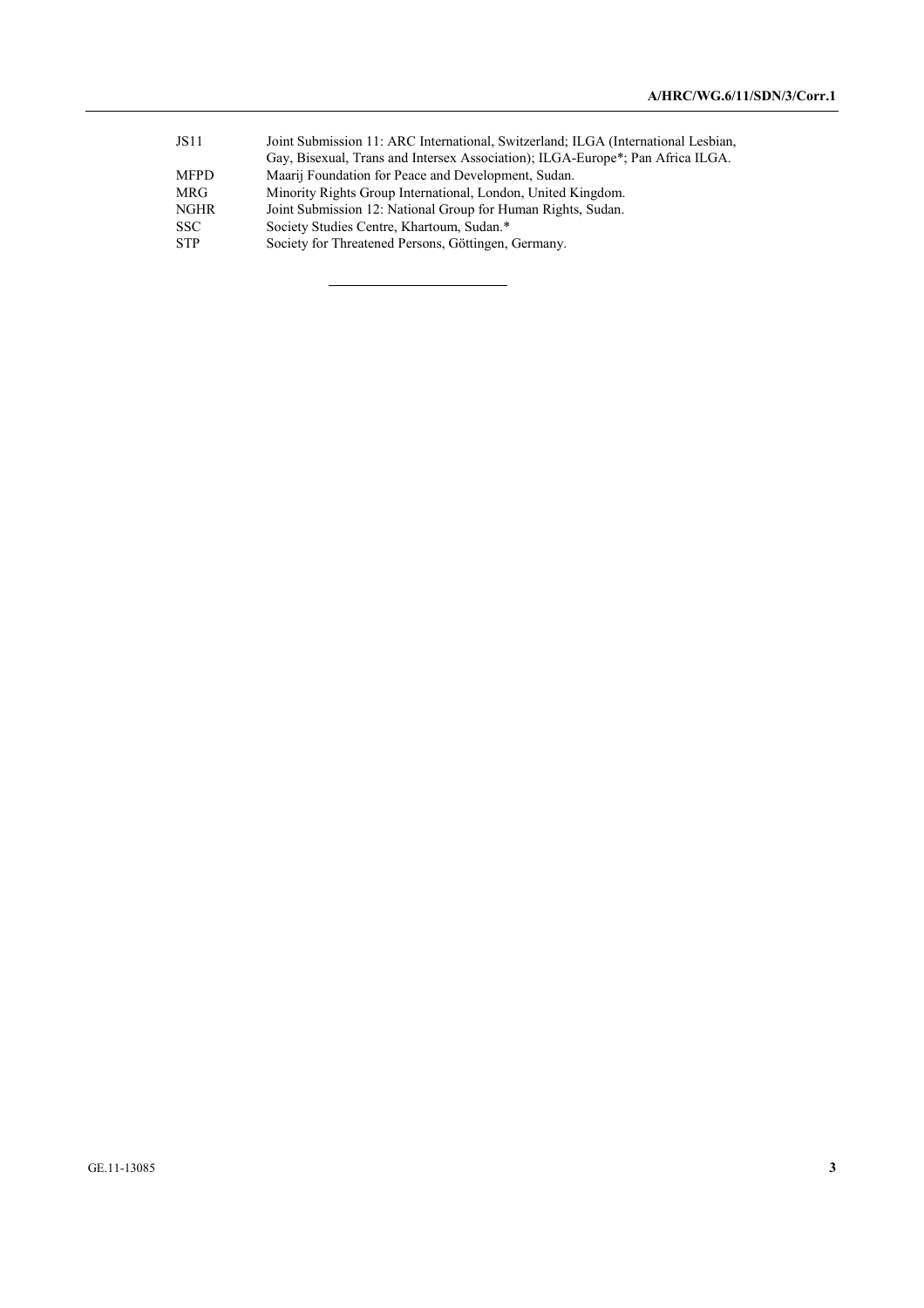| | |
|---|---|
| JS11 | Joint Submission 11: ARC International, Switzerland; ILGA (International Lesbian, Gay, Bisexual, Trans and Intersex Association); ILGA-Europe*; Pan Africa ILGA. |
| MFPD | Maarij Foundation for Peace and Development, Sudan. |
| MRG | Minority Rights Group International, London, United Kingdom. |
| NGHR | Joint Submission 12: National Group for Human Rights, Sudan. |
| SSC | Society Studies Centre, Khartoum, Sudan.* |
| STP | Society for Threatened Persons, Göttingen, Germany. |